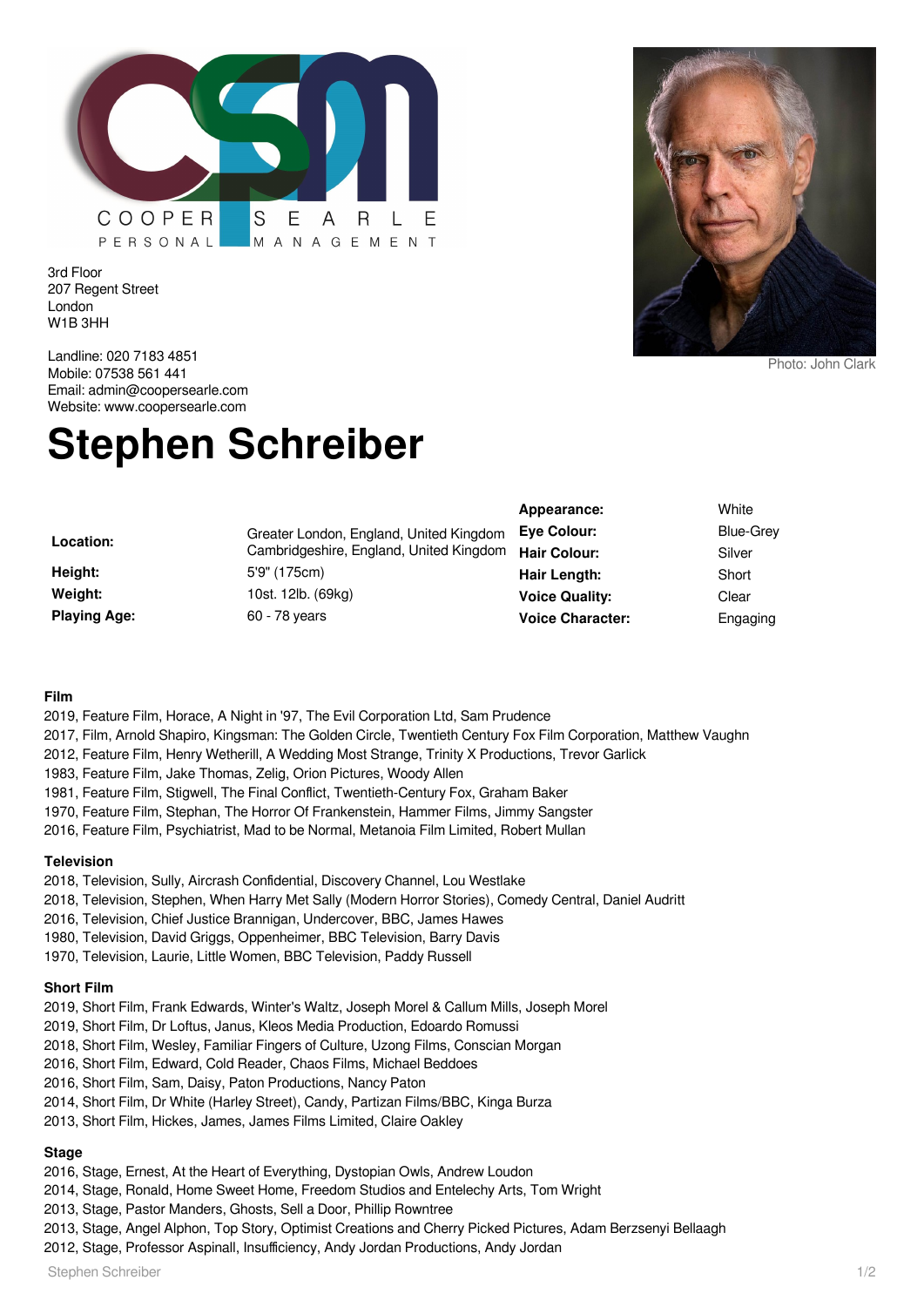COOPER SEARLE PERSONAL MANAGEMENT

3rd Floor
207 Regent Street
London
W1B 3HH

Landline: 020 7183 4851
Mobile: 07538 561 441
Email: admin@coopersearle.com
Website: www.coopersearle.com

Photo: John Clark

# Stephen Schreiber

| | | | |
|---|---|---|---|
| | | **Appearance:** | White |
| **Location:** | Greater London, England, United Kingdom<br>Cambridgeshire, England, United Kingdom | **Eye Colour:** | Blue-Grey |
| | | **Hair Colour:** | Silver |
| **Height:** | 5'9" (175cm) | **Hair Length:** | Short |
| **Weight:** | 10st. 12lb. (69kg) | **Voice Quality:** | Clear |
| **Playing Age:** | 60 - 78 years | **Voice Character:** | Engaging |

### Film

2019, Feature Film, Horace, A Night in '97, The Evil Corporation Ltd, Sam Prudence
2017, Film, Arnold Shapiro, Kingsman: The Golden Circle, Twentieth Century Fox Film Corporation, Matthew Vaughn
2012, Feature Film, Henry Wetherill, A Wedding Most Strange, Trinity X Productions, Trevor Garlick
1983, Feature Film, Jake Thomas, Zelig, Orion Pictures, Woody Allen
1981, Feature Film, Stigwell, The Final Conflict, Twentieth-Century Fox, Graham Baker
1970, Feature Film, Stephan, The Horror Of Frankenstein, Hammer Films, Jimmy Sangster
2016, Feature Film, Psychiatrist, Mad to be Normal, Metanoia Film Limited, Robert Mullan

### Television

2018, Television, Sully, Aircrash Confidential, Discovery Channel, Lou Westlake
2018, Television, Stephen, When Harry Met Sally (Modern Horror Stories), Comedy Central, Daniel Audritt
2016, Television, Chief Justice Brannigan, Undercover, BBC, James Hawes
1980, Television, David Griggs, Oppenheimer, BBC Television, Barry Davis
1970, Television, Laurie, Little Women, BBC Television, Paddy Russell

### Short Film

2019, Short Film, Frank Edwards, Winter's Waltz, Joseph Morel & Callum Mills, Joseph Morel
2019, Short Film, Dr Loftus, Janus, Kleos Media Production, Edoardo Romussi
2018, Short Film, Wesley, Familiar Fingers of Culture, Uzong Films, Conscian Morgan
2016, Short Film, Edward, Cold Reader, Chaos Films, Michael Beddoes
2016, Short Film, Sam, Daisy, Paton Productions, Nancy Paton
2014, Short Film, Dr White (Harley Street), Candy, Partizan Films/BBC, Kinga Burza
2013, Short Film, Hickes, James, James Films Limited, Claire Oakley

### Stage

2016, Stage, Ernest, At the Heart of Everything, Dystopian Owls, Andrew Loudon
2014, Stage, Ronald, Home Sweet Home, Freedom Studios and Entelechy Arts, Tom Wright
2013, Stage, Pastor Manders, Ghosts, Sell a Door, Phillip Rowntree
2013, Stage, Angel Alphon, Top Story, Optimist Creations and Cherry Picked Pictures, Adam Berzsenyi Bellaagh
2012, Stage, Professor Aspinall, Insufficiency, Andy Jordan Productions, Andy Jordan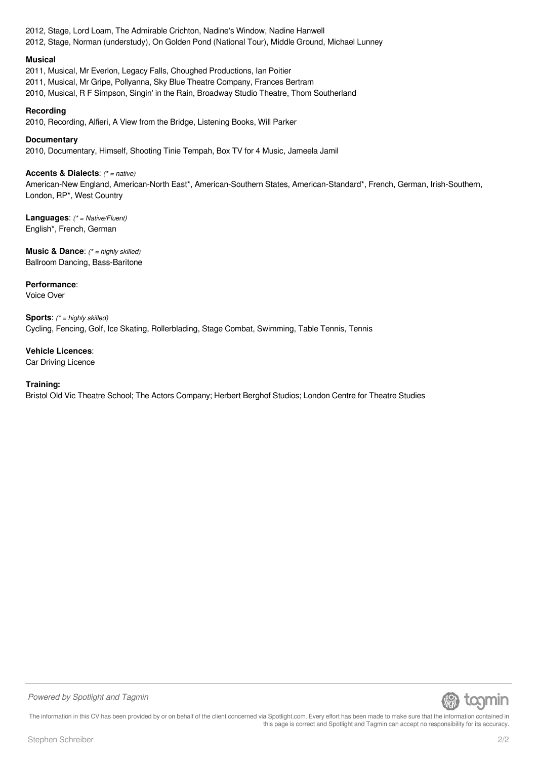2012, Stage, Lord Loam, The Admirable Crichton, Nadine's Window, Nadine Hanwell
2012, Stage, Norman (understudy), On Golden Pond (National Tour), Middle Ground, Michael Lunney

**Musical**

2011, Musical, Mr Everlon, Legacy Falls, Choughed Productions, Ian Poitier
2011, Musical, Mr Gripe, Pollyanna, Sky Blue Theatre Company, Frances Bertram
2010, Musical, R F Simpson, Singin' in the Rain, Broadway Studio Theatre, Thom Southerland

**Recording**

2010, Recording, Alfieri, A View from the Bridge, Listening Books, Will Parker

**Documentary**

2010, Documentary, Himself, Shooting Tinie Tempah, Box TV for 4 Music, Jameela Jamil

**Accents & Dialects**: *(* = native)*
American-New England, American-North East*, American-Southern States, American-Standard*, French, German, Irish-Southern, London, RP*, West Country

**Languages**: *(* = Native/Fluent)*
English*, French, German

**Music & Dance**: *(* = highly skilled)*
Ballroom Dancing, Bass-Baritone

**Performance**:
Voice Over

**Sports**: *(* = highly skilled)*
Cycling, Fencing, Golf, Ice Skating, Rollerblading, Stage Combat, Swimming, Table Tennis, Tennis

**Vehicle Licences**:
Car Driving Licence

**Training:**
Bristol Old Vic Theatre School; The Actors Company; Herbert Berghof Studios; London Centre for Theatre Studies

*Powered by Spotlight and Tagmin*

The information in this CV has been provided by or on behalf of the client concerned via Spotlight.com. Every effort has been made to make sure that the information contained in this page is correct and Spotlight and Tagmin can accept no responsibility for its accuracy.